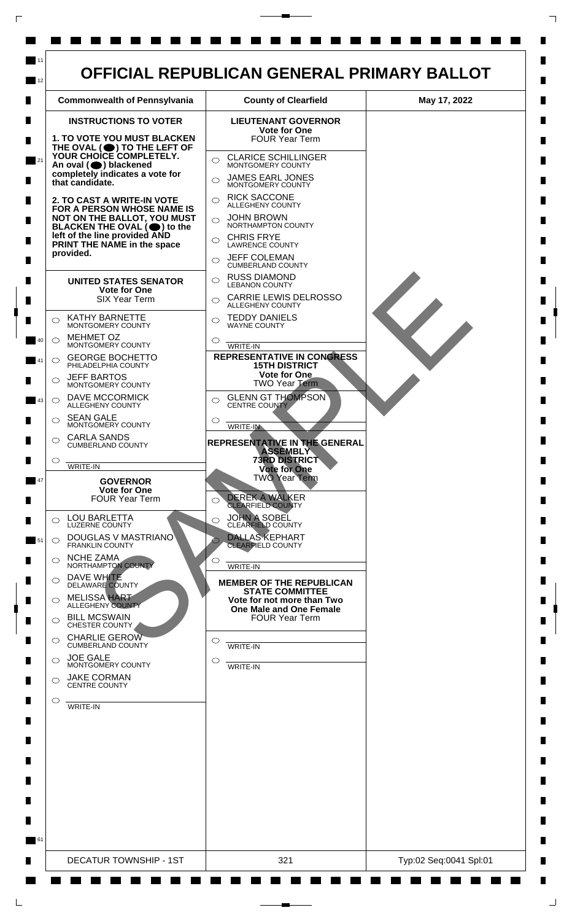# OFFICIAL REPUBLICAN GENERAL PRIMARY BALLOT

| Commonwealth of Pennsylvania | County of Clearfield | May 17, 2022 |
|---|---|---|

## INSTRUCTIONS TO VOTER

**1. TO VOTE YOU MUST BLACKEN THE OVAL (⬬) TO THE LEFT OF YOUR CHOICE COMPLETELY. An oval (⬬) blackened completely indicates a vote for that candidate.**

**2. TO CAST A WRITE-IN VOTE FOR A PERSON WHOSE NAME IS NOT ON THE BALLOT, YOU MUST BLACKEN THE OVAL (⬬) to the left of the line provided AND PRINT THE NAME in the space provided.**

## UNITED STATES SENATOR
**Vote for One**
SIX Year Term

- ○ KATHY BARNETTE — MONTGOMERY COUNTY
- ○ MEHMET OZ — MONTGOMERY COUNTY
- ○ GEORGE BOCHETTO — PHILADELPHIA COUNTY
- ○ JEFF BARTOS — MONTGOMERY COUNTY
- ○ DAVE MCCORMICK — ALLEGHENY COUNTY
- ○ SEAN GALE — MONTGOMERY COUNTY
- ○ CARLA SANDS — CUMBERLAND COUNTY
- ○ ________ WRITE-IN

## GOVERNOR
**Vote for One**
FOUR Year Term

- ○ LOU BARLETTA — LUZERNE COUNTY
- ○ DOUGLAS V MASTRIANO — FRANKLIN COUNTY
- ○ NCHE ZAMA — NORTHAMPTON COUNTY
- ○ DAVE WHITE — DELAWARE COUNTY
- ○ MELISSA HART — ALLEGHENY COUNTY
- ○ BILL MCSWAIN — CHESTER COUNTY
- ○ CHARLIE GEROW — CUMBERLAND COUNTY
- ○ JOE GALE — MONTGOMERY COUNTY
- ○ JAKE CORMAN — CENTRE COUNTY
- ○ ________ WRITE-IN

## LIEUTENANT GOVERNOR
**Vote for One**
FOUR Year Term

- ○ CLARICE SCHILLINGER — MONTGOMERY COUNTY
- ○ JAMES EARL JONES — MONTGOMERY COUNTY
- ○ RICK SACCONE — ALLEGHENY COUNTY
- ○ JOHN BROWN — NORTHAMPTON COUNTY
- ○ CHRIS FRYE — LAWRENCE COUNTY
- ○ JEFF COLEMAN — CUMBERLAND COUNTY
- ○ RUSS DIAMOND — LEBANON COUNTY
- ○ CARRIE LEWIS DELROSSO — ALLEGHENY COUNTY
- ○ TEDDY DANIELS — WAYNE COUNTY
- ○ ________ WRITE-IN

## REPRESENTATIVE IN CONGRESS
**15TH DISTRICT**
**Vote for One**
TWO Year Term

- ○ GLENN GT THOMPSON — CENTRE COUNTY
- ○ ________ WRITE-IN

## REPRESENTATIVE IN THE GENERAL ASSEMBLY
**73RD DISTRICT**
**Vote for One**
TWO Year Term

- ○ DEREK A WALKER — CLEARFIELD COUNTY
- ○ JOHN A SOBEL — CLEARFIELD COUNTY
- ○ DALLAS KEPHART — CLEARFIELD COUNTY
- ○ ________ WRITE-IN

## MEMBER OF THE REPUBLICAN STATE COMMITTEE
**Vote for not more than Two**
**One Male and One Female**
FOUR Year Term

- ○ ________ WRITE-IN
- ○ ________ WRITE-IN

SAMPLE

| DECATUR TOWNSHIP - 1ST | 321 | Typ:02 Seq:0041 Spl:01 |
|---|---|---|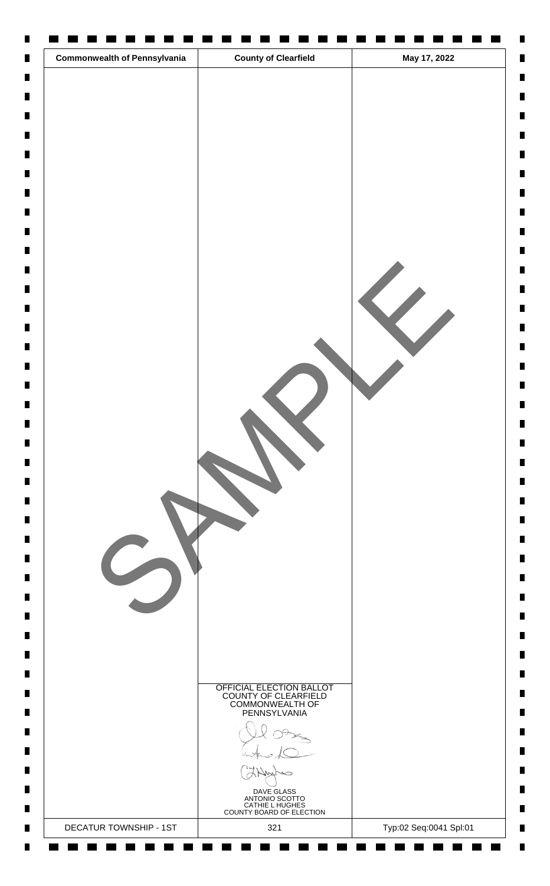| Commonwealth of Pennsylvania | County of Clearfield | May 17, 2022 |
| --- | --- | --- |
| | | |

SAMPLE

OFFICIAL ELECTION BALLOT
COUNTY OF CLEARFIELD
COMMONWEALTH OF
PENNSYLVANIA

DAVE GLASS
ANTONIO SCOTTO
CATHIE L HUGHES
COUNTY BOARD OF ELECTION

| DECATUR TOWNSHIP - 1ST | 321 | Typ:02 Seq:0041 Spl:01 |
| --- | --- | --- |